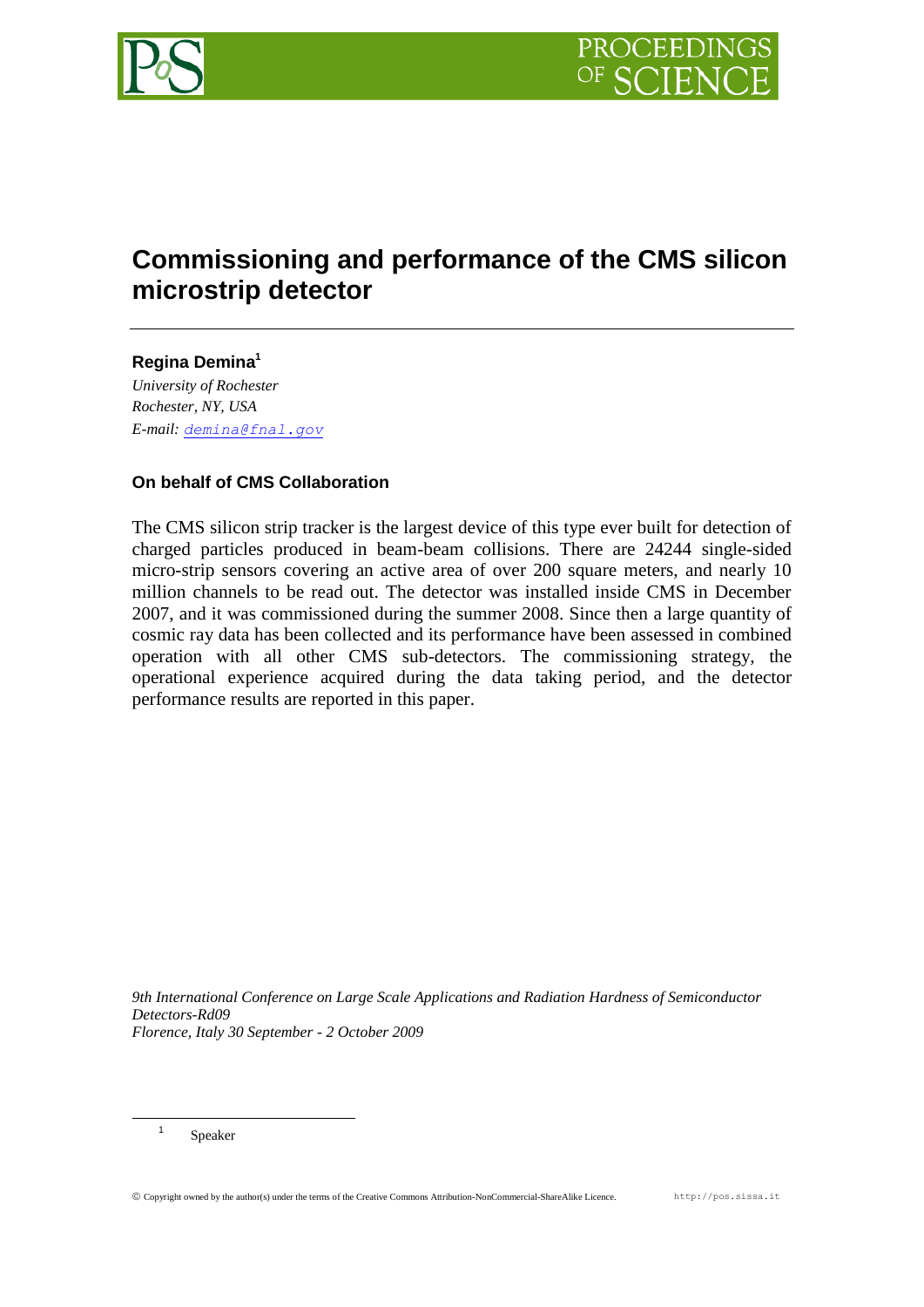# Commissioning and performance of the CMS silicon microstrip detector

---

**Regina Demina**[1]

*University of Rochester*
*Rochester, NY, USA*
*E-mail:* demina@fnal.gov

**On behalf of CMS Collaboration**

The CMS silicon strip tracker is the largest device of this type ever built for detection of charged particles produced in beam-beam collisions. There are 24244 single-sided micro-strip sensors covering an active area of over 200 square meters, and nearly 10 million channels to be read out. The detector was installed inside CMS in December 2007, and it was commissioned during the summer 2008. Since then a large quantity of cosmic ray data has been collected and its performance have been assessed in combined operation with all other CMS sub-detectors. The commissioning strategy, the operational experience acquired during the data taking period, and the detector performance results are reported in this paper.

*9th International Conference on Large Scale Applications and Radiation Hardness of Semiconductor Detectors-Rd09*
*Florence, Italy 30 September - 2 October 2009*

---

[1] Speaker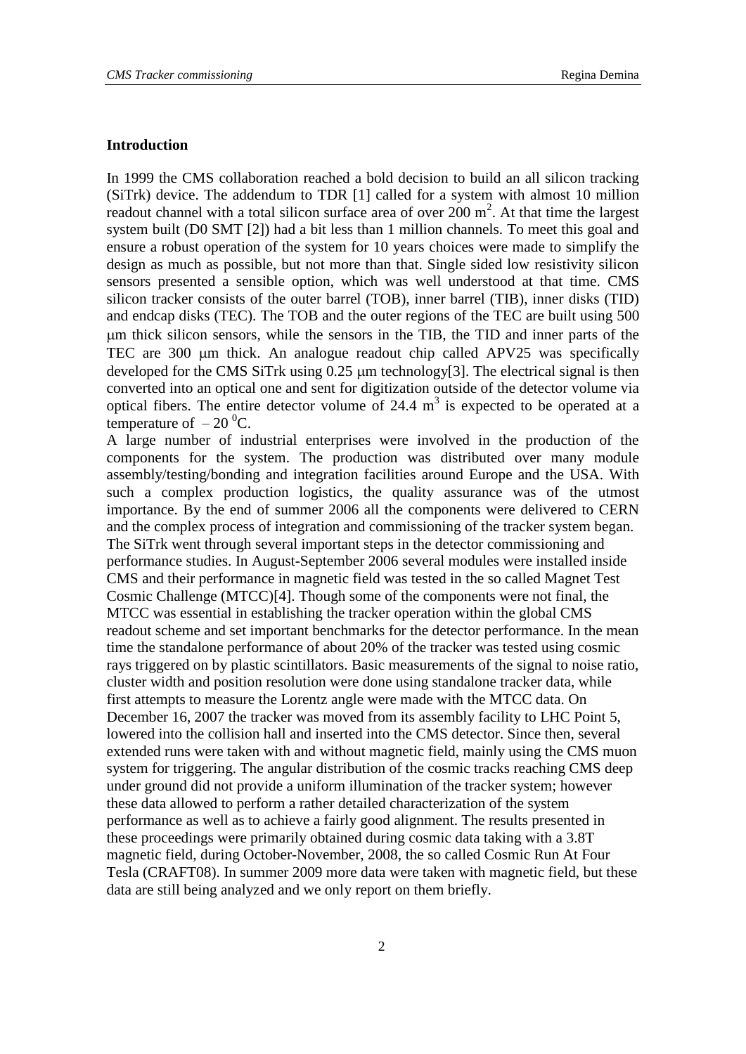## Introduction

In 1999 the CMS collaboration reached a bold decision to build an all silicon tracking (SiTrk) device. The addendum to TDR [1] called for a system with almost 10 million readout channel with a total silicon surface area of over 200 $m^2$. At that time the largest system built (D0 SMT [2]) had a bit less than 1 million channels. To meet this goal and ensure a robust operation of the system for 10 years choices were made to simplify the design as much as possible, but not more than that. Single sided low resistivity silicon sensors presented a sensible option, which was well understood at that time. CMS silicon tracker consists of the outer barrel (TOB), inner barrel (TIB), inner disks (TID) and endcap disks (TEC). The TOB and the outer regions of the TEC are built using 500 $\mu$m thick silicon sensors, while the sensors in the TIB, the TID and inner parts of the TEC are 300 $\mu$m thick. An analogue readout chip called APV25 was specifically developed for the CMS SiTrk using 0.25 $\mu$m technology[3]. The electrical signal is then converted into an optical one and sent for digitization outside of the detector volume via optical fibers. The entire detector volume of 24.4 $m^3$ is expected to be operated at a temperature of $-20\,^0$C.

A large number of industrial enterprises were involved in the production of the components for the system. The production was distributed over many module assembly/testing/bonding and integration facilities around Europe and the USA. With such a complex production logistics, the quality assurance was of the utmost importance. By the end of summer 2006 all the components were delivered to CERN and the complex process of integration and commissioning of the tracker system began. The SiTrk went through several important steps in the detector commissioning and performance studies. In August-September 2006 several modules were installed inside CMS and their performance in magnetic field was tested in the so called Magnet Test Cosmic Challenge (MTCC)[4]. Though some of the components were not final, the MTCC was essential in establishing the tracker operation within the global CMS readout scheme and set important benchmarks for the detector performance. In the mean time the standalone performance of about 20% of the tracker was tested using cosmic rays triggered on by plastic scintillators. Basic measurements of the signal to noise ratio, cluster width and position resolution were done using standalone tracker data, while first attempts to measure the Lorentz angle were made with the MTCC data. On December 16, 2007 the tracker was moved from its assembly facility to LHC Point 5, lowered into the collision hall and inserted into the CMS detector. Since then, several extended runs were taken with and without magnetic field, mainly using the CMS muon system for triggering. The angular distribution of the cosmic tracks reaching CMS deep under ground did not provide a uniform illumination of the tracker system; however these data allowed to perform a rather detailed characterization of the system performance as well as to achieve a fairly good alignment. The results presented in these proceedings were primarily obtained during cosmic data taking with a 3.8T magnetic field, during October-November, 2008, the so called Cosmic Run At Four Tesla (CRAFT08). In summer 2009 more data were taken with magnetic field, but these data are still being analyzed and we only report on them briefly.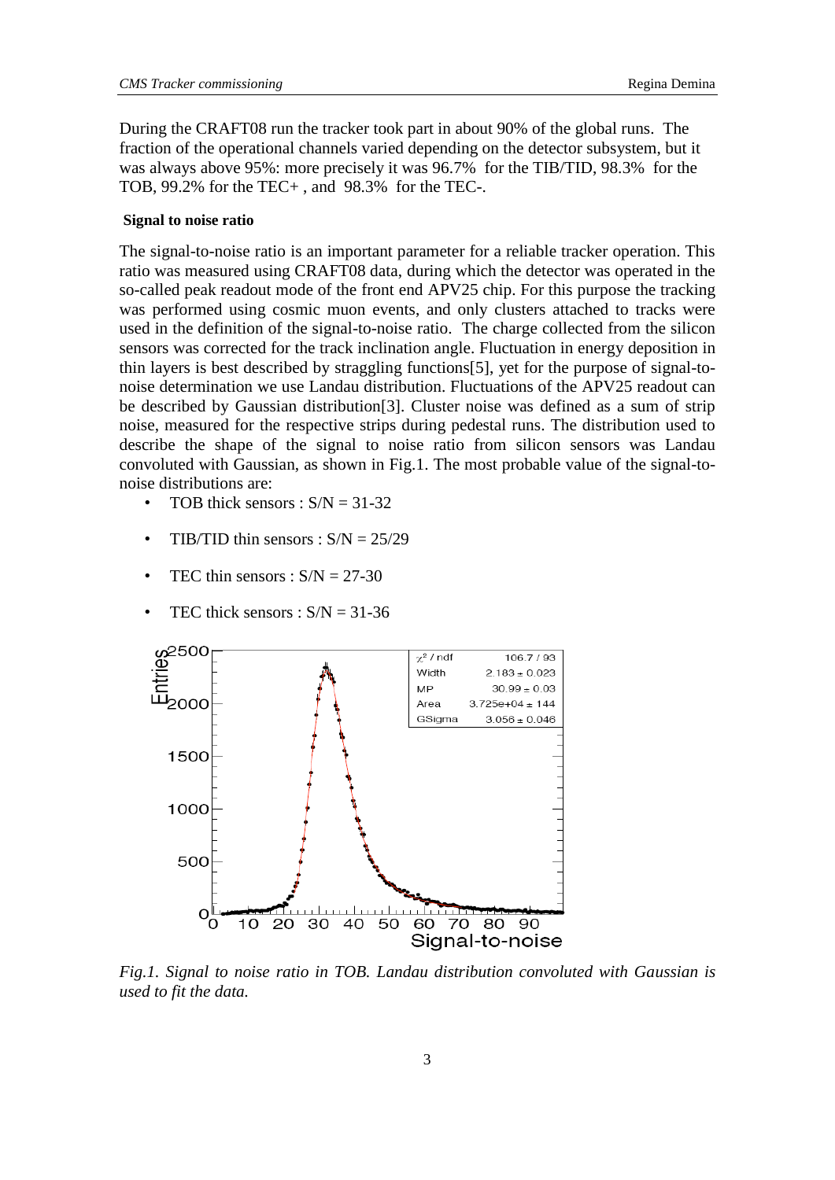During the CRAFT08 run the tracker took part in about 90% of the global runs. The fraction of the operational channels varied depending on the detector subsystem, but it was always above 95%: more precisely it was 96.7% for the TIB/TID, 98.3% for the TOB, 99.2% for the TEC+ , and 98.3% for the TEC-.

### Signal to noise ratio

The signal-to-noise ratio is an important parameter for a reliable tracker operation. This ratio was measured using CRAFT08 data, during which the detector was operated in the so-called peak readout mode of the front end APV25 chip. For this purpose the tracking was performed using cosmic muon events, and only clusters attached to tracks were used in the definition of the signal-to-noise ratio. The charge collected from the silicon sensors was corrected for the track inclination angle. Fluctuation in energy deposition in thin layers is best described by straggling functions[5], yet for the purpose of signal-to-noise determination we use Landau distribution. Fluctuations of the APV25 readout can be described by Gaussian distribution[3]. Cluster noise was defined as a sum of strip noise, measured for the respective strips during pedestal runs. The distribution used to describe the shape of the signal to noise ratio from silicon sensors was Landau convoluted with Gaussian, as shown in Fig.1. The most probable value of the signal-to-noise distributions are:

- TOB thick sensors : S/N = 31-32
- TIB/TID thin sensors : S/N = 25/29
- TEC thin sensors : S/N = 27-30
- TEC thick sensors : S/N = 31-36

*Fig.1. Signal to noise ratio in TOB. Landau distribution convoluted with Gaussian is used to fit the data.*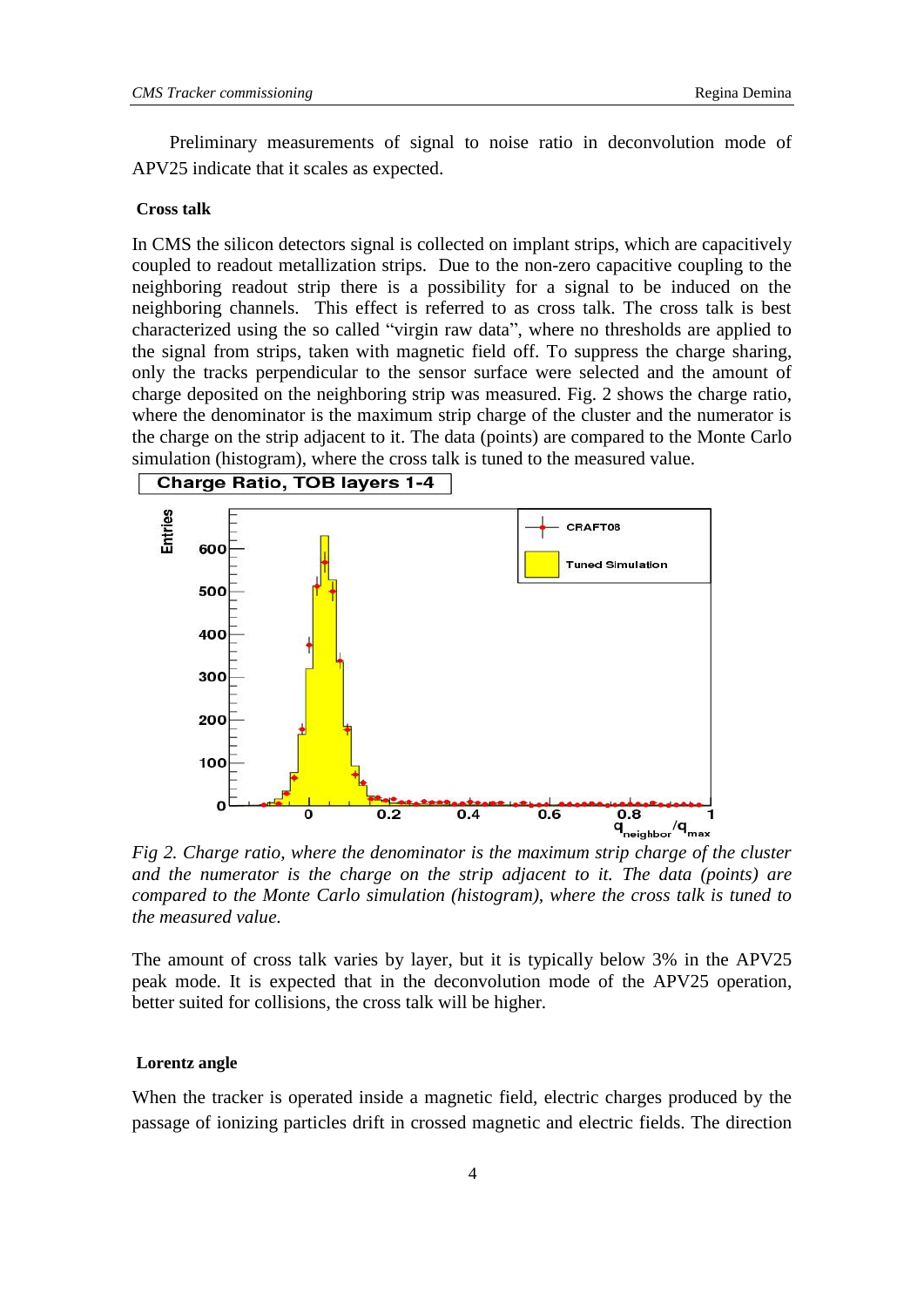Preliminary measurements of signal to noise ratio in deconvolution mode of APV25 indicate that it scales as expected.

**Cross talk**

In CMS the silicon detectors signal is collected on implant strips, which are capacitively coupled to readout metallization strips. Due to the non-zero capacitive coupling to the neighboring readout strip there is a possibility for a signal to be induced on the neighboring channels. This effect is referred to as cross talk. The cross talk is best characterized using the so called "virgin raw data", where no thresholds are applied to the signal from strips, taken with magnetic field off. To suppress the charge sharing, only the tracks perpendicular to the sensor surface were selected and the amount of charge deposited on the neighboring strip was measured. Fig. 2 shows the charge ratio, where the denominator is the maximum strip charge of the cluster and the numerator is the charge on the strip adjacent to it. The data (points) are compared to the Monte Carlo simulation (histogram), where the cross talk is tuned to the measured value.

*Fig 2. Charge ratio, where the denominator is the maximum strip charge of the cluster and the numerator is the charge on the strip adjacent to it. The data (points) are compared to the Monte Carlo simulation (histogram), where the cross talk is tuned to the measured value.*

The amount of cross talk varies by layer, but it is typically below 3% in the APV25 peak mode. It is expected that in the deconvolution mode of the APV25 operation, better suited for collisions, the cross talk will be higher.

**Lorentz angle**

When the tracker is operated inside a magnetic field, electric charges produced by the passage of ionizing particles drift in crossed magnetic and electric fields. The direction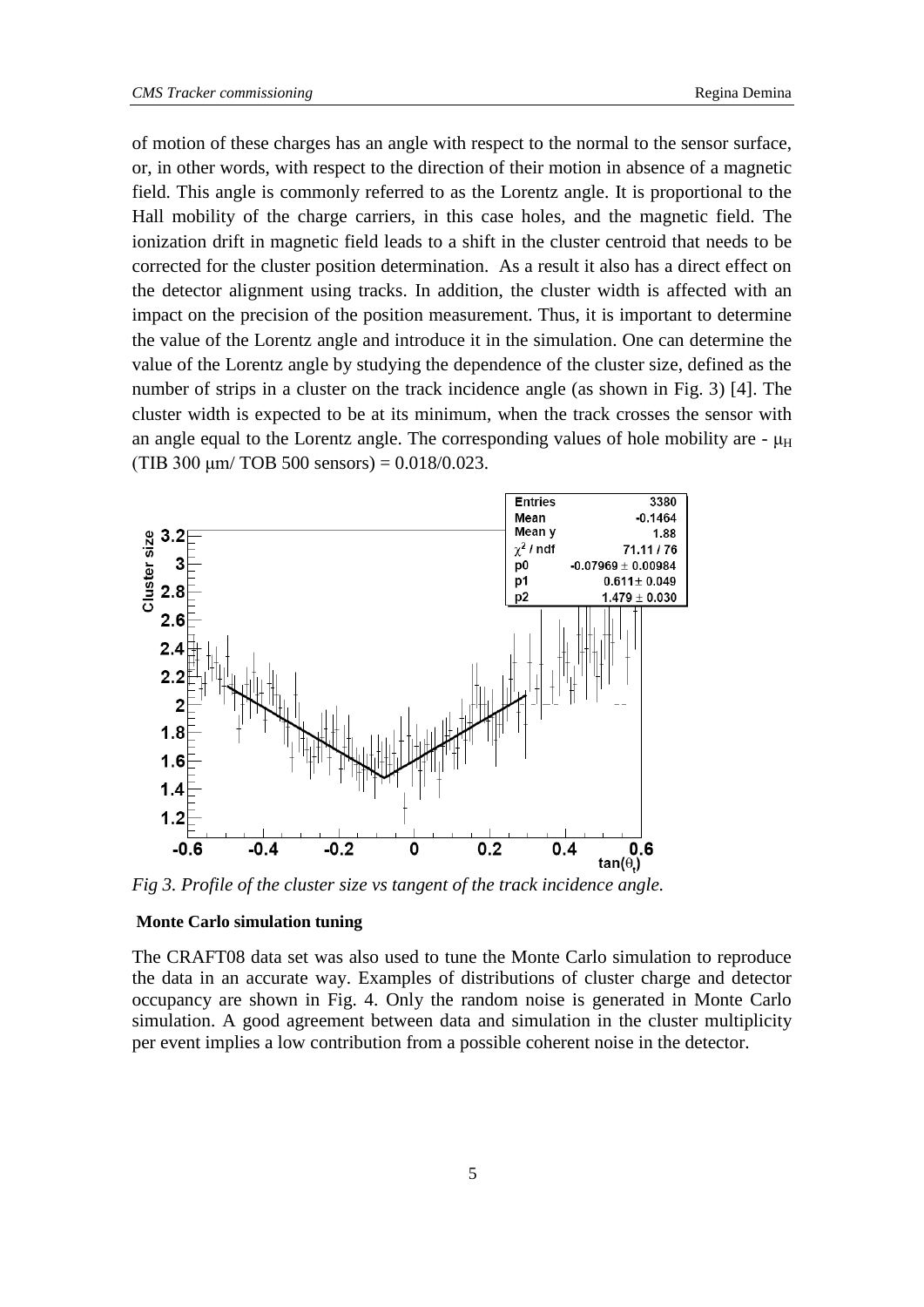of motion of these charges has an angle with respect to the normal to the sensor surface, or, in other words, with respect to the direction of their motion in absence of a magnetic field. This angle is commonly referred to as the Lorentz angle. It is proportional to the Hall mobility of the charge carriers, in this case holes, and the magnetic field. The ionization drift in magnetic field leads to a shift in the cluster centroid that needs to be corrected for the cluster position determination. As a result it also has a direct effect on the detector alignment using tracks. In addition, the cluster width is affected with an impact on the precision of the position measurement. Thus, it is important to determine the value of the Lorentz angle and introduce it in the simulation. One can determine the value of the Lorentz angle by studying the dependence of the cluster size, defined as the number of strips in a cluster on the track incidence angle (as shown in Fig. 3) [4]. The cluster width is expected to be at its minimum, when the track crosses the sensor with an angle equal to the Lorentz angle. The corresponding values of hole mobility are - $\mu_H$ (TIB 300 μm/ TOB 500 sensors) = 0.018/0.023.

*Fig 3. Profile of the cluster size vs tangent of the track incidence angle.*

**Monte Carlo simulation tuning**

The CRAFT08 data set was also used to tune the Monte Carlo simulation to reproduce the data in an accurate way. Examples of distributions of cluster charge and detector occupancy are shown in Fig. 4. Only the random noise is generated in Monte Carlo simulation. A good agreement between data and simulation in the cluster multiplicity per event implies a low contribution from a possible coherent noise in the detector.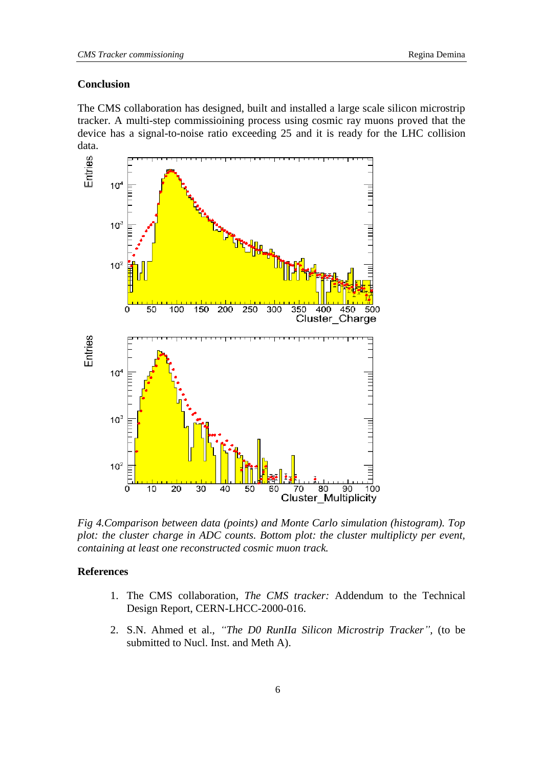## Conclusion

The CMS collaboration has designed, built and installed a large scale silicon microstrip tracker. A multi-step commissioining process using cosmic ray muons proved that the device has a signal-to-noise ratio exceeding 25 and it is ready for the LHC collision data.

*Fig 4.Comparison between data (points) and Monte Carlo simulation (histogram). Top plot: the cluster charge in ADC counts. Bottom plot: the cluster multiplicty per event, containing at least one reconstructed cosmic muon track.*

## References

1. The CMS collaboration, *The CMS tracker:* Addendum to the Technical Design Report, CERN-LHCC-2000-016.
2. S.N. Ahmed et al., *"The D0 RunIIa Silicon Microstrip Tracker"*, (to be submitted to Nucl. Inst. and Meth A).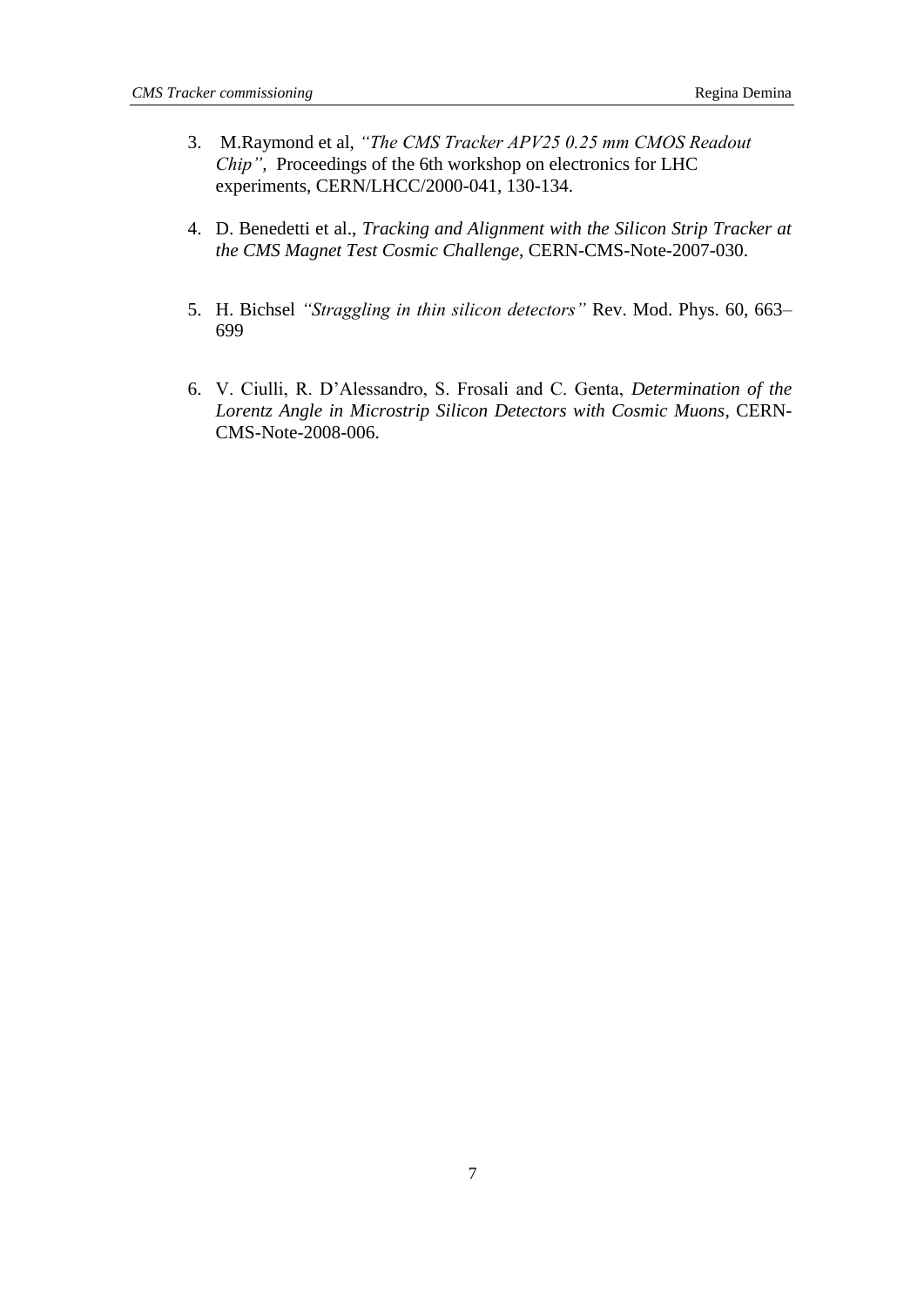3. M.Raymond et al, *"The CMS Tracker APV25 0.25 mm CMOS Readout Chip"*, Proceedings of the 6th workshop on electronics for LHC experiments, CERN/LHCC/2000-041, 130-134.

4. D. Benedetti et al., *Tracking and Alignment with the Silicon Strip Tracker at the CMS Magnet Test Cosmic Challenge*, CERN-CMS-Note-2007-030.

5. H. Bichsel *"Straggling in thin silicon detectors"* Rev. Mod. Phys. 60, 663–699

6. V. Ciulli, R. D'Alessandro, S. Frosali and C. Genta, *Determination of the Lorentz Angle in Microstrip Silicon Detectors with Cosmic Muons*, CERN-CMS-Note-2008-006.